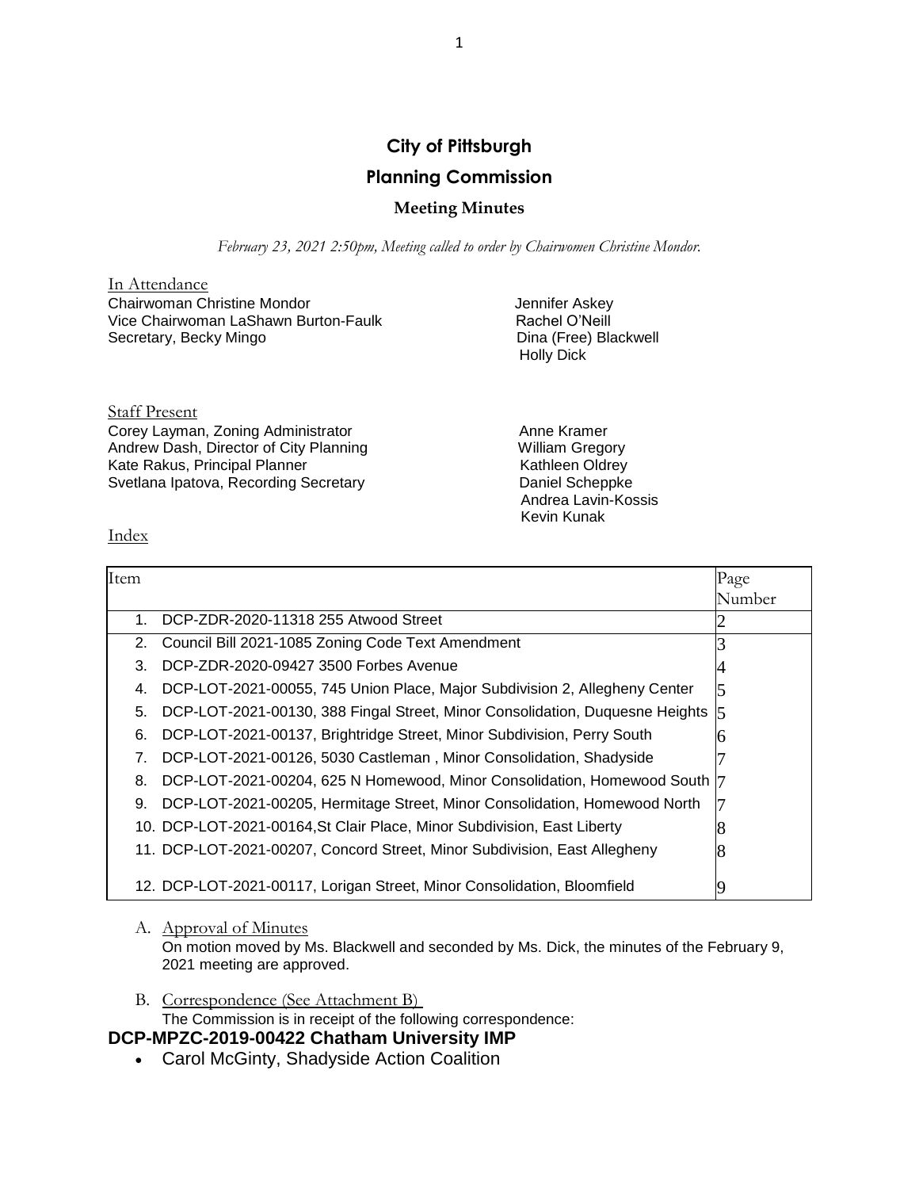# City of Pittsburgh

## Planning Commission

### Meeting Minutes

*February 23, 2021 2:50pm, Meeting called to order by Chairwomen Christine Mondor.*

In Attendance

Chairwoman Christine Mondor
Vice Chairwoman LaShawn Burton-Faulk
Secretary, Becky Mingo
Jennifer Askey
Rachel O'Neill
Dina (Free) Blackwell
Holly Dick

Staff Present

Corey Layman, Zoning Administrator
Andrew Dash, Director of City Planning
Kate Rakus, Principal Planner
Svetlana Ipatova, Recording Secretary
Anne Kramer
William Gregory
Kathleen Oldrey
Daniel Scheppke
Andrea Lavin-Kossis
Kevin Kunak

Index

| Item | Page Number |
|---|---|
| 1. DCP-ZDR-2020-11318 255 Atwood Street | 2 |
| 2. Council Bill 2021-1085 Zoning Code Text Amendment | 3 |
| 3. DCP-ZDR-2020-09427 3500 Forbes Avenue | 4 |
| 4. DCP-LOT-2021-00055, 745 Union Place, Major Subdivision 2, Allegheny Center | 5 |
| 5. DCP-LOT-2021-00130, 388 Fingal Street, Minor Consolidation, Duquesne Heights | 5 |
| 6. DCP-LOT-2021-00137, Brightridge Street, Minor Subdivision, Perry South | 6 |
| 7. DCP-LOT-2021-00126, 5030 Castleman , Minor Consolidation, Shadyside | 7 |
| 8. DCP-LOT-2021-00204, 625 N Homewood, Minor Consolidation, Homewood South | 7 |
| 9. DCP-LOT-2021-00205, Hermitage Street, Minor Consolidation, Homewood North | 7 |
| 10. DCP-LOT-2021-00164,St Clair Place, Minor Subdivision, East Liberty | 8 |
| 11. DCP-LOT-2021-00207, Concord Street, Minor Subdivision, East Allegheny | 8 |
| 12. DCP-LOT-2021-00117, Lorigan Street, Minor Consolidation, Bloomfield | 9 |

A. Approval of Minutes
On motion moved by Ms. Blackwell and seconded by Ms. Dick, the minutes of the February 9, 2021 meeting are approved.

B. Correspondence (See Attachment B)
The Commission is in receipt of the following correspondence:

**DCP-MPZC-2019-00422 Chatham University IMP**

- Carol McGinty, Shadyside Action Coalition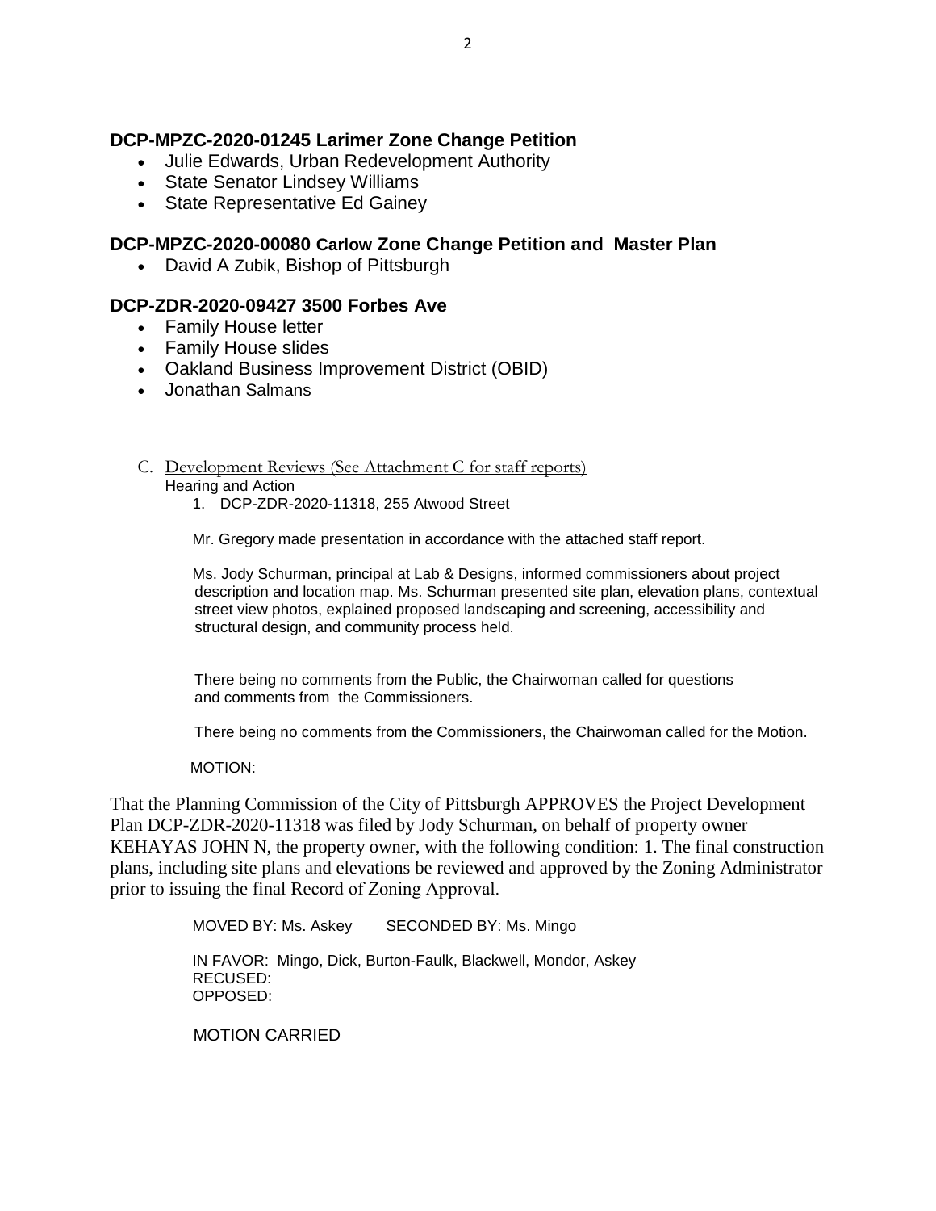### DCP-MPZC-2020-01245 Larimer Zone Change Petition

- Julie Edwards, Urban Redevelopment Authority
- State Senator Lindsey Williams
- State Representative Ed Gainey

### DCP-MPZC-2020-00080 Carlow Zone Change Petition and Master Plan

- David A Zubik, Bishop of Pittsburgh

### DCP-ZDR-2020-09427 3500 Forbes Ave

- Family House letter
- Family House slides
- Oakland Business Improvement District (OBID)
- Jonathan Salmans

C. Development Reviews (See Attachment C for staff reports)

Hearing and Action

1. DCP-ZDR-2020-11318, 255 Atwood Street

Mr. Gregory made presentation in accordance with the attached staff report.

Ms. Jody Schurman, principal at Lab & Designs, informed commissioners about project description and location map. Ms. Schurman presented site plan, elevation plans, contextual street view photos, explained proposed landscaping and screening, accessibility and structural design, and community process held.

There being no comments from the Public, the Chairwoman called for questions and comments from the Commissioners.

There being no comments from the Commissioners, the Chairwoman called for the Motion.

MOTION:

That the Planning Commission of the City of Pittsburgh APPROVES the Project Development Plan DCP-ZDR-2020-11318 was filed by Jody Schurman, on behalf of property owner KEHAYAS JOHN N, the property owner, with the following condition: 1. The final construction plans, including site plans and elevations be reviewed and approved by the Zoning Administrator prior to issuing the final Record of Zoning Approval.

MOVED BY: Ms. Askey SECONDED BY: Ms. Mingo

IN FAVOR: Mingo, Dick, Burton-Faulk, Blackwell, Mondor, Askey
RECUSED:
OPPOSED:

MOTION CARRIED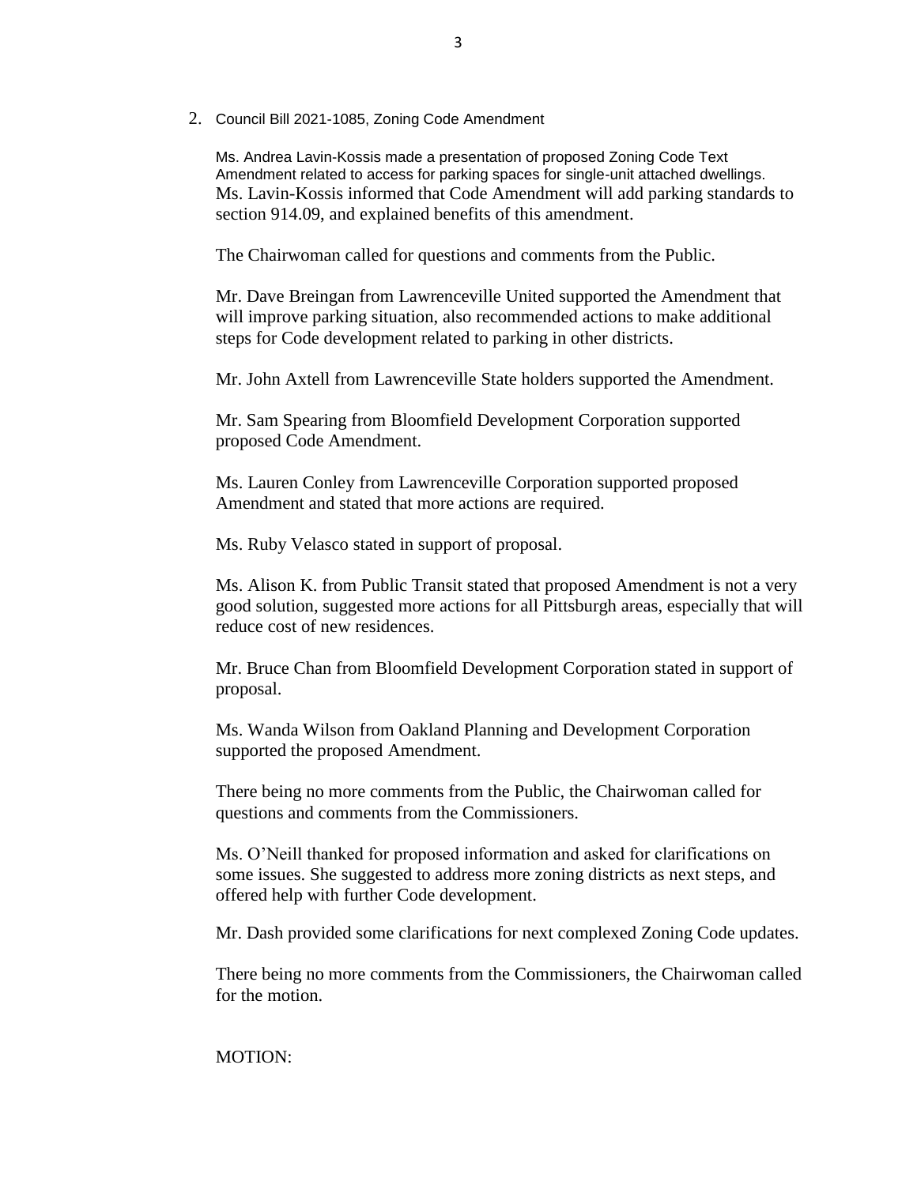2. Council Bill 2021-1085, Zoning Code Amendment

   Ms. Andrea Lavin-Kossis made a presentation of proposed Zoning Code Text Amendment related to access for parking spaces for single-unit attached dwellings. Ms. Lavin-Kossis informed that Code Amendment will add parking standards to section 914.09, and explained benefits of this amendment.

   The Chairwoman called for questions and comments from the Public.

   Mr. Dave Breingan from Lawrenceville United supported the Amendment that will improve parking situation, also recommended actions to make additional steps for Code development related to parking in other districts.

   Mr. John Axtell from Lawrenceville State holders supported the Amendment.

   Mr. Sam Spearing from Bloomfield Development Corporation supported proposed Code Amendment.

   Ms. Lauren Conley from Lawrenceville Corporation supported proposed Amendment and stated that more actions are required.

   Ms. Ruby Velasco stated in support of proposal.

   Ms. Alison K. from Public Transit stated that proposed Amendment is not a very good solution, suggested more actions for all Pittsburgh areas, especially that will reduce cost of new residences.

   Mr. Bruce Chan from Bloomfield Development Corporation stated in support of proposal.

   Ms. Wanda Wilson from Oakland Planning and Development Corporation supported the proposed Amendment.

   There being no more comments from the Public, the Chairwoman called for questions and comments from the Commissioners.

   Ms. O'Neill thanked for proposed information and asked for clarifications on some issues. She suggested to address more zoning districts as next steps, and offered help with further Code development.

   Mr. Dash provided some clarifications for next complexed Zoning Code updates.

   There being no more comments from the Commissioners, the Chairwoman called for the motion.

   MOTION: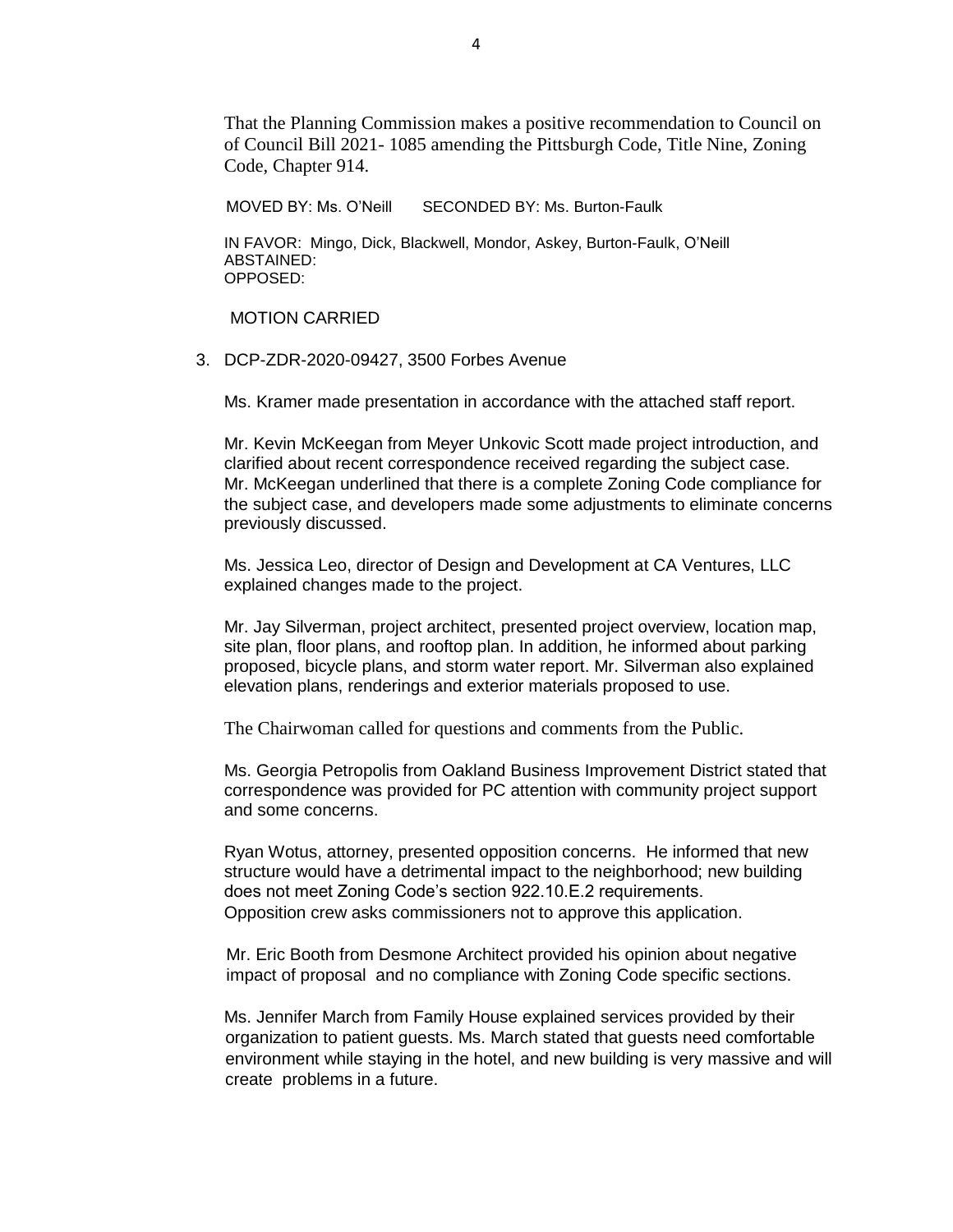That the Planning Commission makes a positive recommendation to Council on of Council Bill 2021- 1085 amending the Pittsburgh Code, Title Nine, Zoning Code, Chapter 914.

MOVED BY: Ms. O'Neill SECONDED BY: Ms. Burton-Faulk

IN FAVOR: Mingo, Dick, Blackwell, Mondor, Askey, Burton-Faulk, O'Neill
ABSTAINED:
OPPOSED:

MOTION CARRIED

3. DCP-ZDR-2020-09427, 3500 Forbes Avenue

   Ms. Kramer made presentation in accordance with the attached staff report.

   Mr. Kevin McKeegan from Meyer Unkovic Scott made project introduction, and clarified about recent correspondence received regarding the subject case. Mr. McKeegan underlined that there is a complete Zoning Code compliance for the subject case, and developers made some adjustments to eliminate concerns previously discussed.

   Ms. Jessica Leo, director of Design and Development at CA Ventures, LLC explained changes made to the project.

   Mr. Jay Silverman, project architect, presented project overview, location map, site plan, floor plans, and rooftop plan. In addition, he informed about parking proposed, bicycle plans, and storm water report. Mr. Silverman also explained elevation plans, renderings and exterior materials proposed to use.

   The Chairwoman called for questions and comments from the Public.

   Ms. Georgia Petropolis from Oakland Business Improvement District stated that correspondence was provided for PC attention with community project support and some concerns.

   Ryan Wotus, attorney, presented opposition concerns. He informed that new structure would have a detrimental impact to the neighborhood; new building does not meet Zoning Code's section 922.10.E.2 requirements. Opposition crew asks commissioners not to approve this application.

   Mr. Eric Booth from Desmone Architect provided his opinion about negative impact of proposal and no compliance with Zoning Code specific sections.

   Ms. Jennifer March from Family House explained services provided by their organization to patient guests. Ms. March stated that guests need comfortable environment while staying in the hotel, and new building is very massive and will create problems in a future.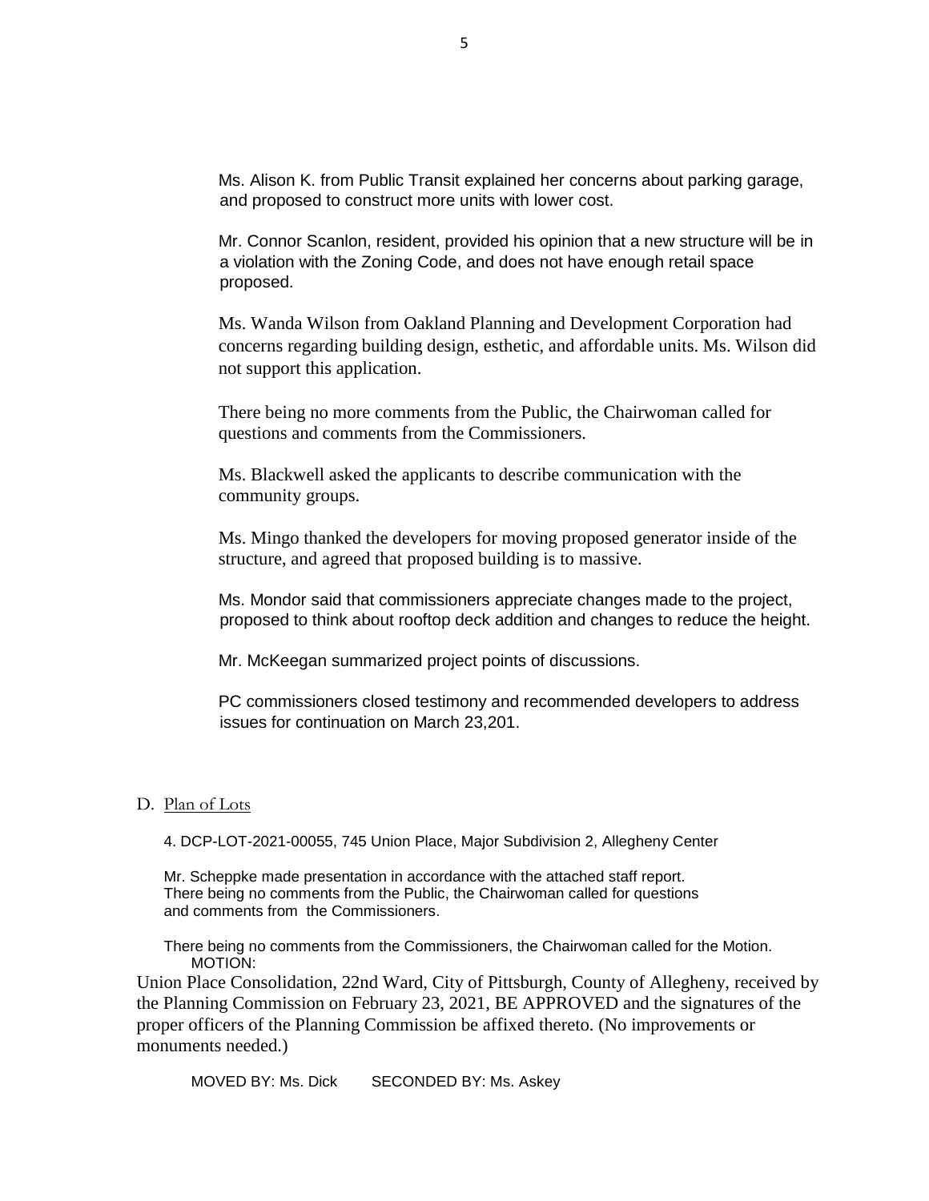Ms. Alison K. from Public Transit explained her concerns about parking garage, and proposed to construct more units with lower cost.

Mr. Connor Scanlon, resident, provided his opinion that a new structure will be in a violation with the Zoning Code, and does not have enough retail space proposed.

Ms. Wanda Wilson from Oakland Planning and Development Corporation had concerns regarding building design, esthetic, and affordable units. Ms. Wilson did not support this application.

There being no more comments from the Public, the Chairwoman called for questions and comments from the Commissioners.

Ms. Blackwell asked the applicants to describe communication with the community groups.

Ms. Mingo thanked the developers for moving proposed generator inside of the structure, and agreed that proposed building is to massive.

Ms. Mondor said that commissioners appreciate changes made to the project, proposed to think about rooftop deck addition and changes to reduce the height.

Mr. McKeegan summarized project points of discussions.

PC commissioners closed testimony and recommended developers to address issues for continuation on March 23,201.

D. Plan of Lots

4. DCP-LOT-2021-00055, 745 Union Place, Major Subdivision 2, Allegheny Center

Mr. Scheppke made presentation in accordance with the attached staff report. There being no comments from the Public, the Chairwoman called for questions and comments from the Commissioners.

There being no comments from the Commissioners, the Chairwoman called for the Motion.

MOTION:

Union Place Consolidation, 22nd Ward, City of Pittsburgh, County of Allegheny, received by the Planning Commission on February 23, 2021, BE APPROVED and the signatures of the proper officers of the Planning Commission be affixed thereto. (No improvements or monuments needed.)

MOVED BY: Ms. Dick SECONDED BY: Ms. Askey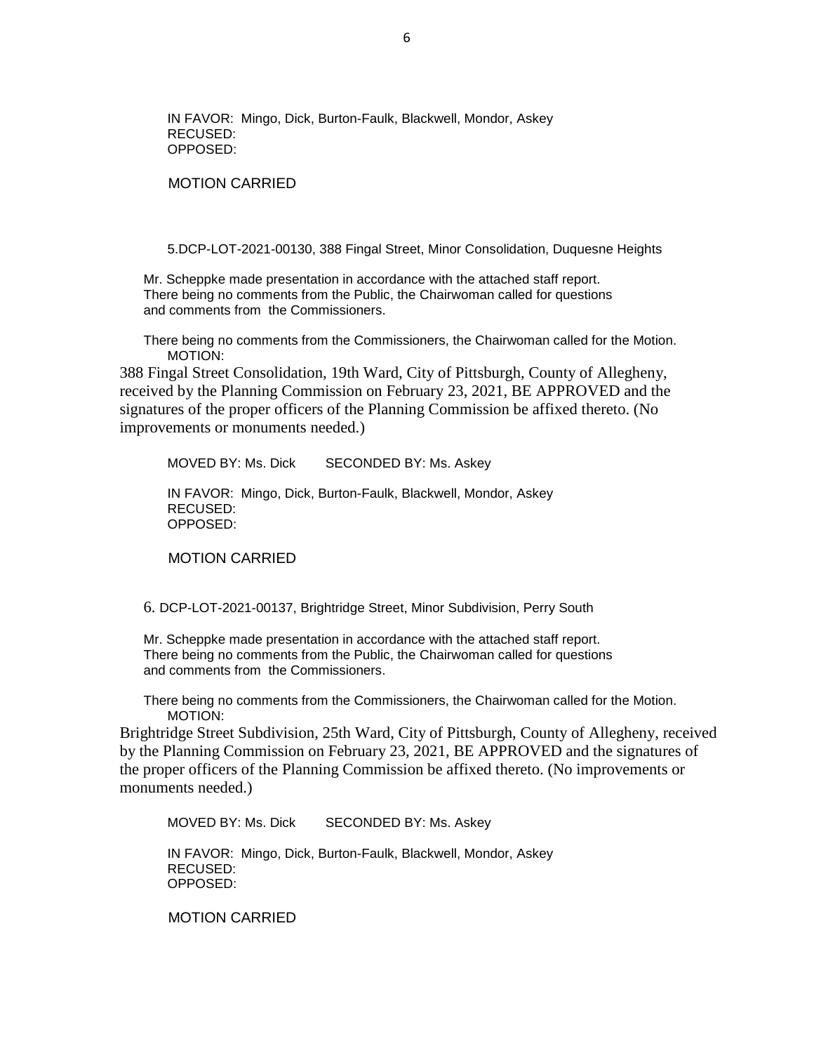IN FAVOR: Mingo, Dick, Burton-Faulk, Blackwell, Mondor, Askey
RECUSED:
OPPOSED:

MOTION CARRIED

5.DCP-LOT-2021-00130, 388 Fingal Street, Minor Consolidation, Duquesne Heights

Mr. Scheppke made presentation in accordance with the attached staff report. There being no comments from the Public, the Chairwoman called for questions and comments from the Commissioners.

There being no comments from the Commissioners, the Chairwoman called for the Motion.
MOTION:

388 Fingal Street Consolidation, 19th Ward, City of Pittsburgh, County of Allegheny, received by the Planning Commission on February 23, 2021, BE APPROVED and the signatures of the proper officers of the Planning Commission be affixed thereto. (No improvements or monuments needed.)

MOVED BY: Ms. Dick SECONDED BY: Ms. Askey

IN FAVOR: Mingo, Dick, Burton-Faulk, Blackwell, Mondor, Askey
RECUSED:
OPPOSED:

MOTION CARRIED

6. DCP-LOT-2021-00137, Brightridge Street, Minor Subdivision, Perry South

Mr. Scheppke made presentation in accordance with the attached staff report. There being no comments from the Public, the Chairwoman called for questions and comments from the Commissioners.

There being no comments from the Commissioners, the Chairwoman called for the Motion.
MOTION:

Brightridge Street Subdivision, 25th Ward, City of Pittsburgh, County of Allegheny, received by the Planning Commission on February 23, 2021, BE APPROVED and the signatures of the proper officers of the Planning Commission be affixed thereto. (No improvements or monuments needed.)

MOVED BY: Ms. Dick SECONDED BY: Ms. Askey

IN FAVOR: Mingo, Dick, Burton-Faulk, Blackwell, Mondor, Askey
RECUSED:
OPPOSED:

MOTION CARRIED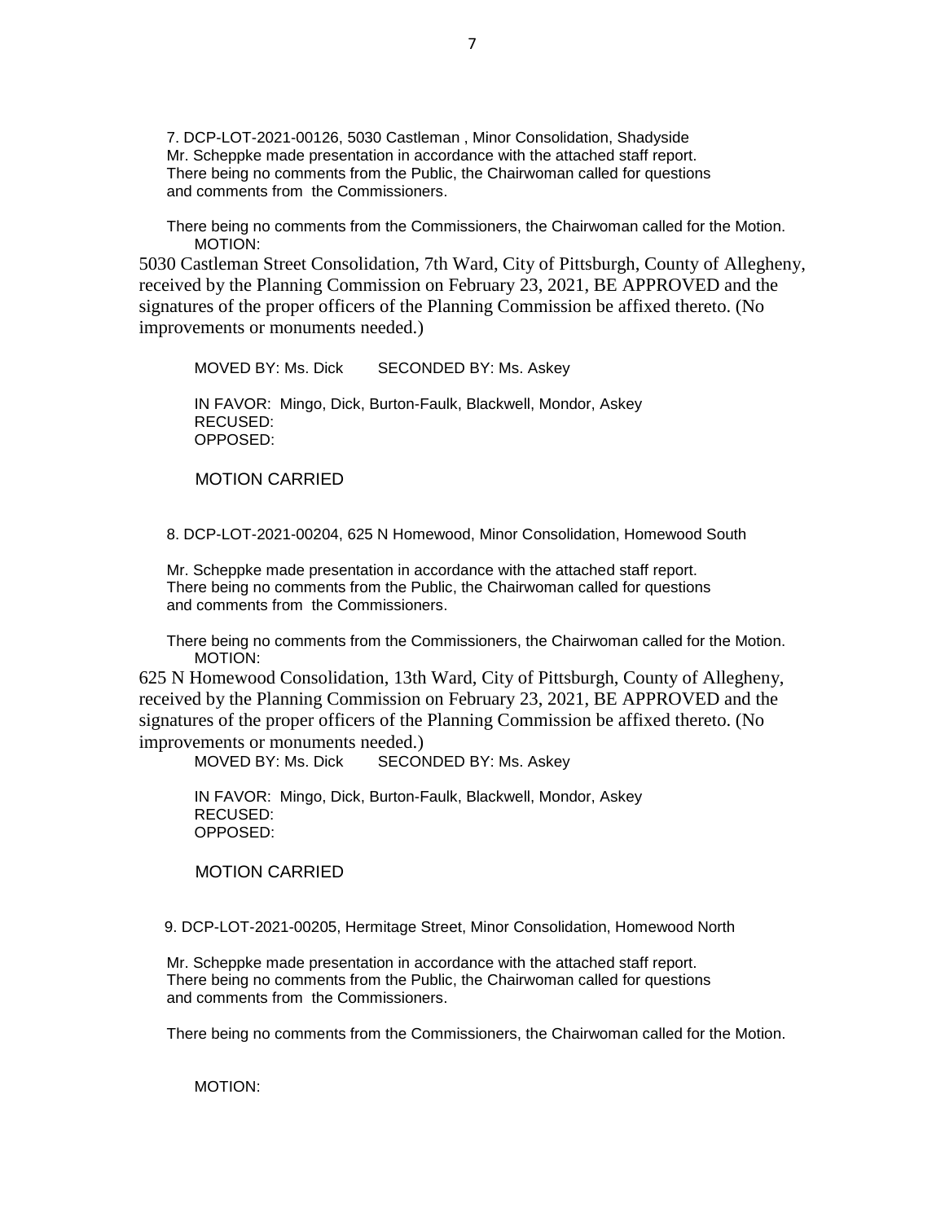7. DCP-LOT-2021-00126, 5030 Castleman , Minor Consolidation, Shadyside

Mr. Scheppke made presentation in accordance with the attached staff report. There being no comments from the Public, the Chairwoman called for questions and comments from the Commissioners.

There being no comments from the Commissioners, the Chairwoman called for the Motion.

MOTION:

5030 Castleman Street Consolidation, 7th Ward, City of Pittsburgh, County of Allegheny, received by the Planning Commission on February 23, 2021, BE APPROVED and the signatures of the proper officers of the Planning Commission be affixed thereto. (No improvements or monuments needed.)

MOVED BY: Ms. Dick SECONDED BY: Ms. Askey

IN FAVOR: Mingo, Dick, Burton-Faulk, Blackwell, Mondor, Askey
RECUSED:
OPPOSED:

MOTION CARRIED

8. DCP-LOT-2021-00204, 625 N Homewood, Minor Consolidation, Homewood South

Mr. Scheppke made presentation in accordance with the attached staff report. There being no comments from the Public, the Chairwoman called for questions and comments from the Commissioners.

There being no comments from the Commissioners, the Chairwoman called for the Motion.

MOTION:

625 N Homewood Consolidation, 13th Ward, City of Pittsburgh, County of Allegheny, received by the Planning Commission on February 23, 2021, BE APPROVED and the signatures of the proper officers of the Planning Commission be affixed thereto. (No improvements or monuments needed.)

MOVED BY: Ms. Dick SECONDED BY: Ms. Askey

IN FAVOR: Mingo, Dick, Burton-Faulk, Blackwell, Mondor, Askey
RECUSED:
OPPOSED:

MOTION CARRIED

9. DCP-LOT-2021-00205, Hermitage Street, Minor Consolidation, Homewood North

Mr. Scheppke made presentation in accordance with the attached staff report. There being no comments from the Public, the Chairwoman called for questions and comments from the Commissioners.

There being no comments from the Commissioners, the Chairwoman called for the Motion.

MOTION: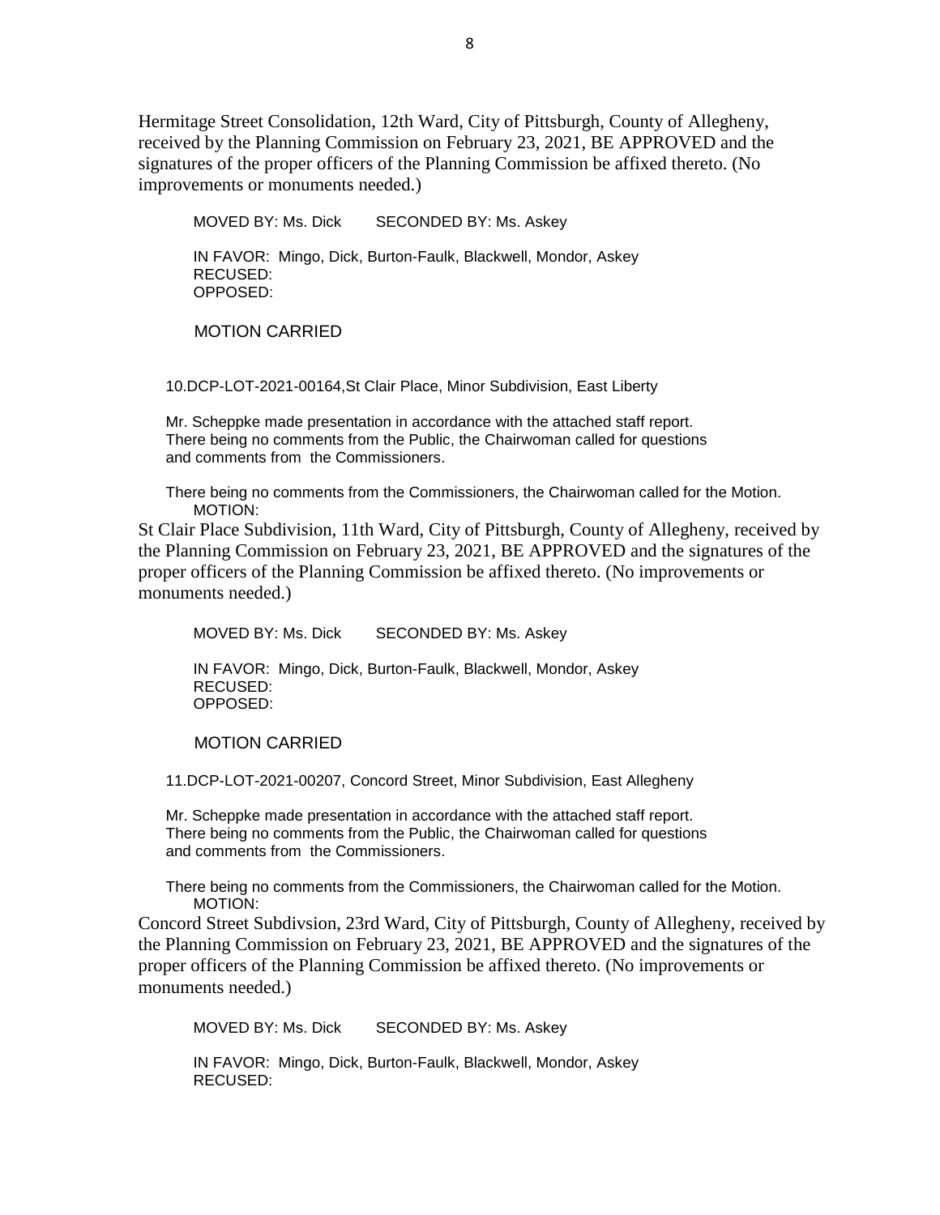Hermitage Street Consolidation, 12th Ward, City of Pittsburgh, County of Allegheny, received by the Planning Commission on February 23, 2021, BE APPROVED and the signatures of the proper officers of the Planning Commission be affixed thereto. (No improvements or monuments needed.)

MOVED BY: Ms. Dick SECONDED BY: Ms. Askey

IN FAVOR: Mingo, Dick, Burton-Faulk, Blackwell, Mondor, Askey
RECUSED:
OPPOSED:

MOTION CARRIED

10.DCP-LOT-2021-00164,St Clair Place, Minor Subdivision, East Liberty

Mr. Scheppke made presentation in accordance with the attached staff report. There being no comments from the Public, the Chairwoman called for questions and comments from the Commissioners.

There being no comments from the Commissioners, the Chairwoman called for the Motion.
MOTION:

St Clair Place Subdivision, 11th Ward, City of Pittsburgh, County of Allegheny, received by the Planning Commission on February 23, 2021, BE APPROVED and the signatures of the proper officers of the Planning Commission be affixed thereto. (No improvements or monuments needed.)

MOVED BY: Ms. Dick SECONDED BY: Ms. Askey

IN FAVOR: Mingo, Dick, Burton-Faulk, Blackwell, Mondor, Askey
RECUSED:
OPPOSED:

MOTION CARRIED

11.DCP-LOT-2021-00207, Concord Street, Minor Subdivision, East Allegheny

Mr. Scheppke made presentation in accordance with the attached staff report. There being no comments from the Public, the Chairwoman called for questions and comments from the Commissioners.

There being no comments from the Commissioners, the Chairwoman called for the Motion.
MOTION:

Concord Street Subdivsion, 23rd Ward, City of Pittsburgh, County of Allegheny, received by the Planning Commission on February 23, 2021, BE APPROVED and the signatures of the proper officers of the Planning Commission be affixed thereto. (No improvements or monuments needed.)

MOVED BY: Ms. Dick SECONDED BY: Ms. Askey

IN FAVOR: Mingo, Dick, Burton-Faulk, Blackwell, Mondor, Askey
RECUSED: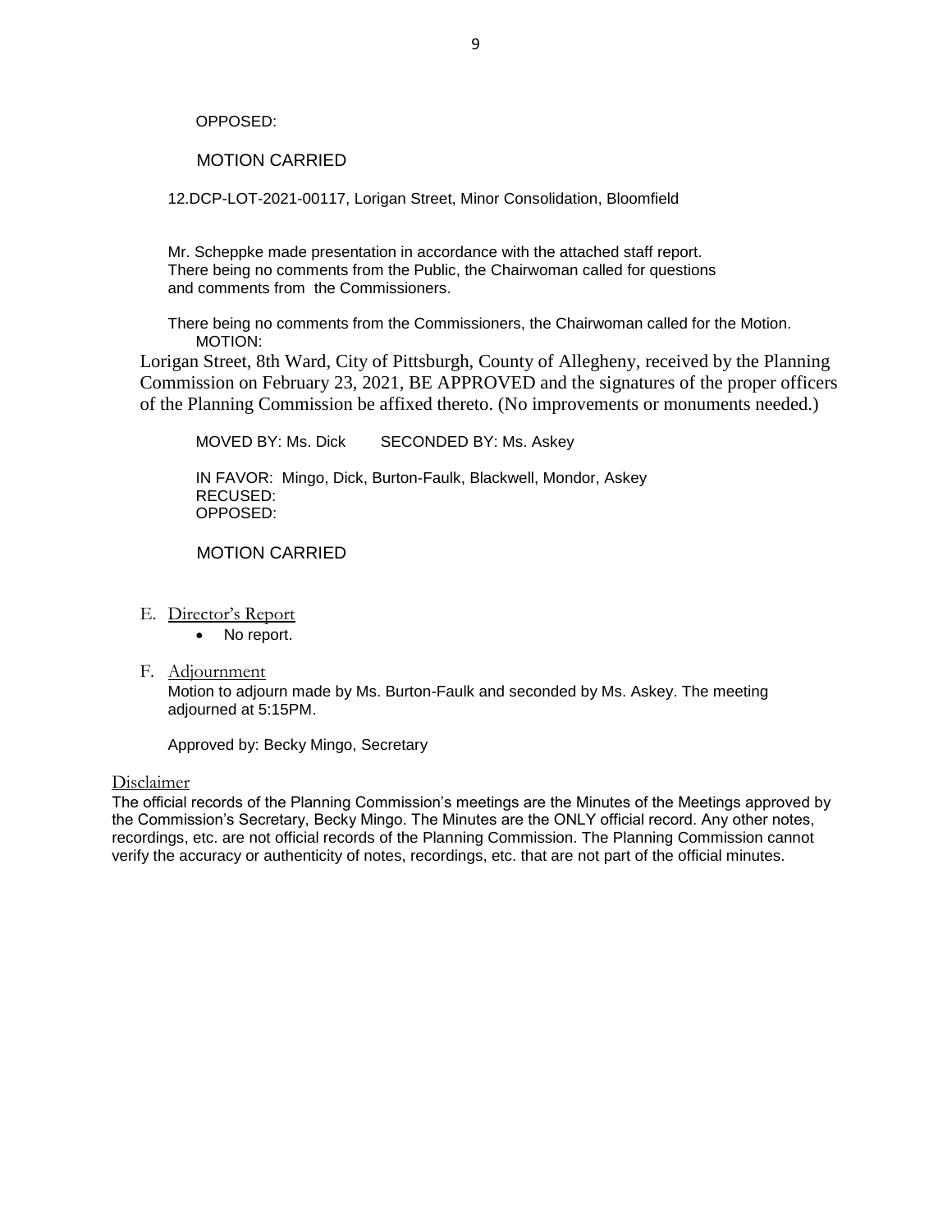OPPOSED:

MOTION CARRIED

12.DCP-LOT-2021-00117, Lorigan Street, Minor Consolidation, Bloomfield

Mr. Scheppke made presentation in accordance with the attached staff report. There being no comments from the Public, the Chairwoman called for questions and comments from the Commissioners.

There being no comments from the Commissioners, the Chairwoman called for the Motion.

MOTION:

Lorigan Street, 8th Ward, City of Pittsburgh, County of Allegheny, received by the Planning Commission on February 23, 2021, BE APPROVED and the signatures of the proper officers of the Planning Commission be affixed thereto. (No improvements or monuments needed.)

MOVED BY: Ms. Dick SECONDED BY: Ms. Askey

IN FAVOR: Mingo, Dick, Burton-Faulk, Blackwell, Mondor, Askey
RECUSED:
OPPOSED:

MOTION CARRIED

E. Director's Report

- No report.

F. Adjournment

Motion to adjourn made by Ms. Burton-Faulk and seconded by Ms. Askey. The meeting adjourned at 5:15PM.

Approved by: Becky Mingo, Secretary

## Disclaimer

The official records of the Planning Commission's meetings are the Minutes of the Meetings approved by the Commission's Secretary, Becky Mingo. The Minutes are the ONLY official record. Any other notes, recordings, etc. are not official records of the Planning Commission. The Planning Commission cannot verify the accuracy or authenticity of notes, recordings, etc. that are not part of the official minutes.